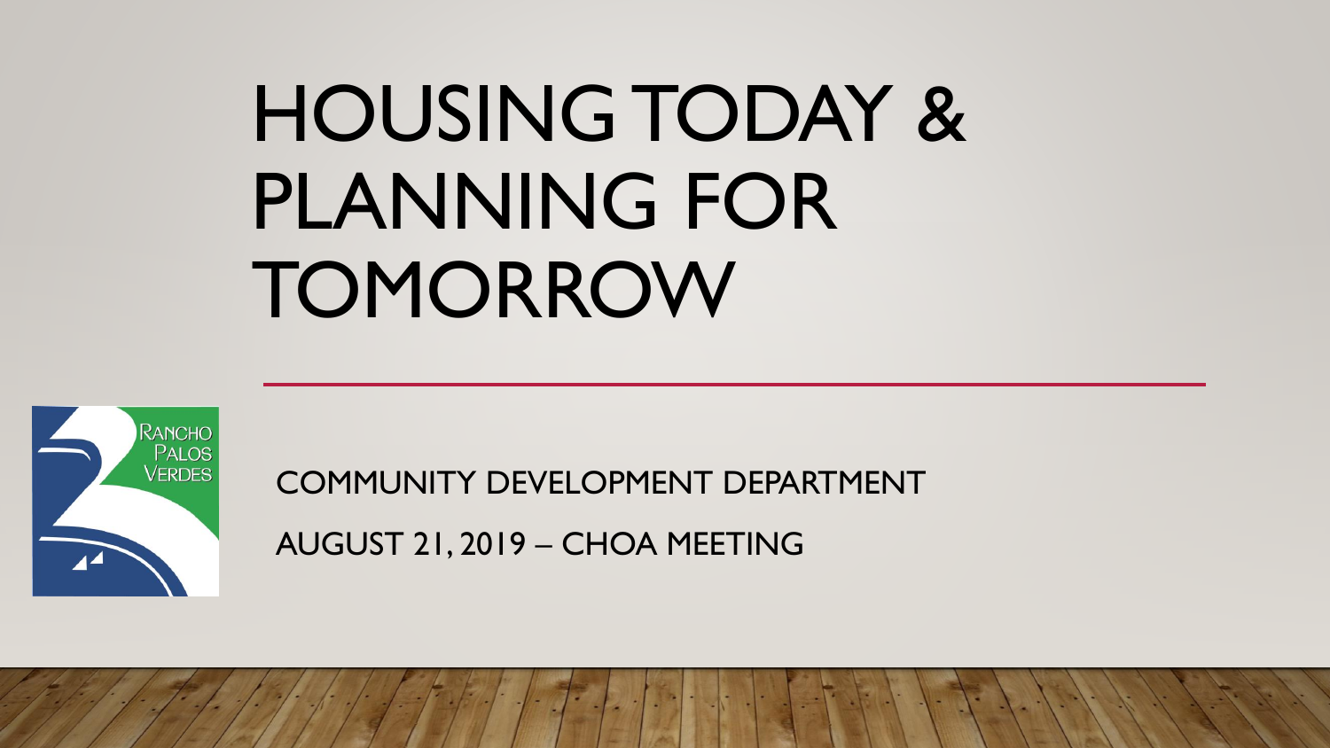# HOUSING TODAY & PLANNING FOR TOMORROW

RANCHO PALOS VERDES

COMMUNITY DEVELOPMENT DEPARTMENT

AUGUST 21, 2019 – CHOA MEETING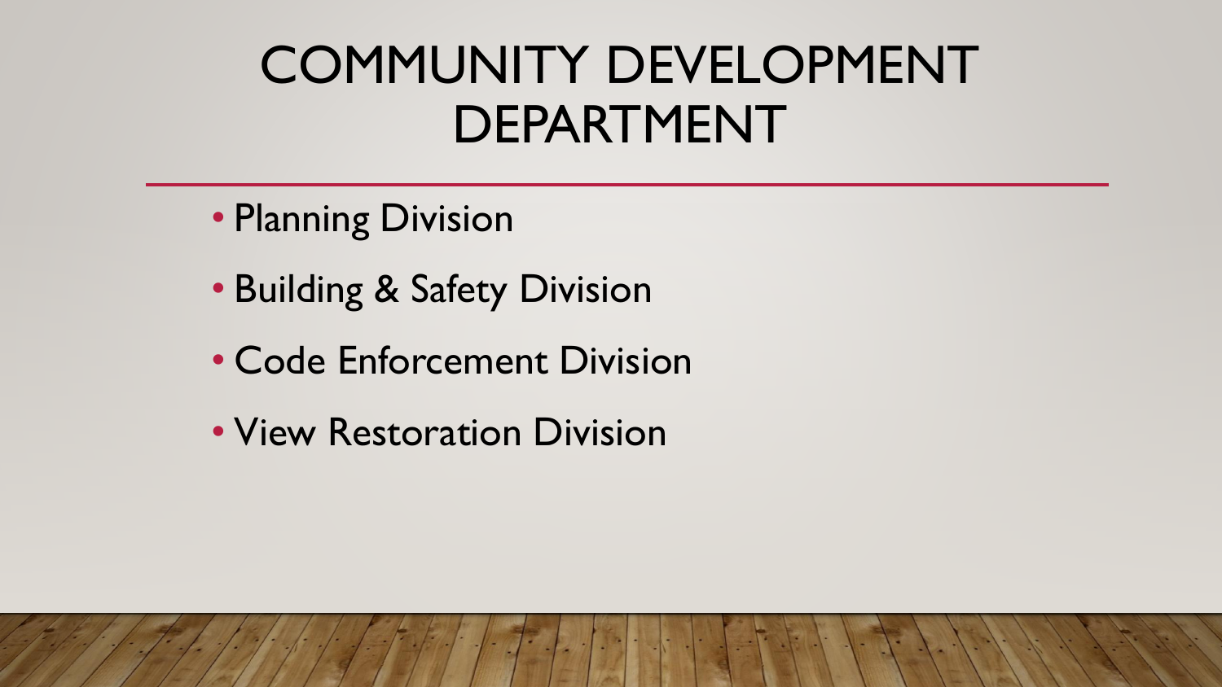# COMMUNITY DEVELOPMENT DEPARTMENT

- Planning Division
- Building & Safety Division
- Code Enforcement Division
- View Restoration Division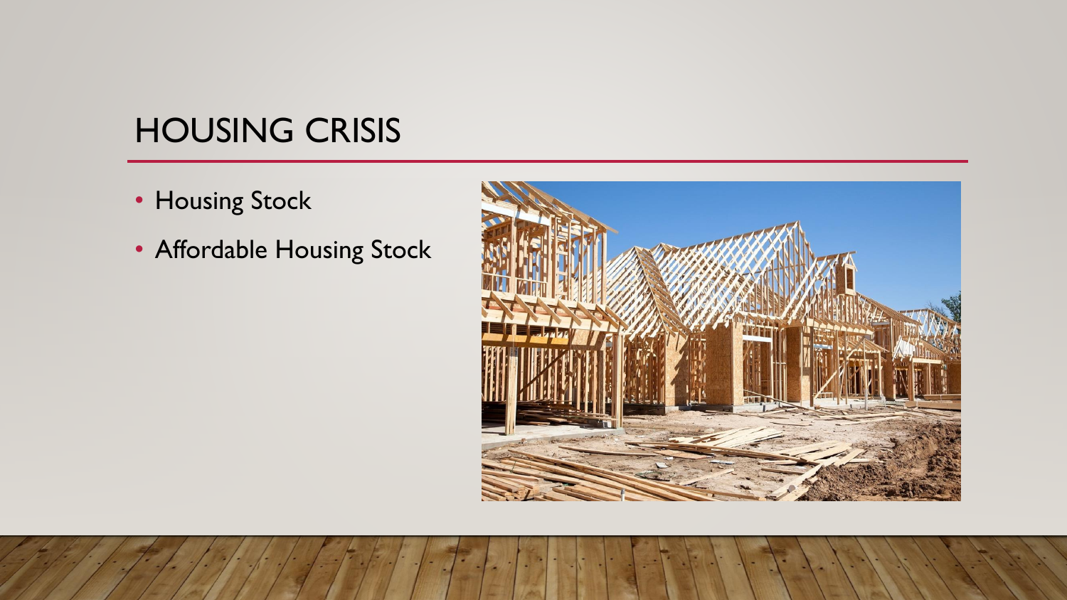# HOUSING CRISIS

- Housing Stock
- Affordable Housing Stock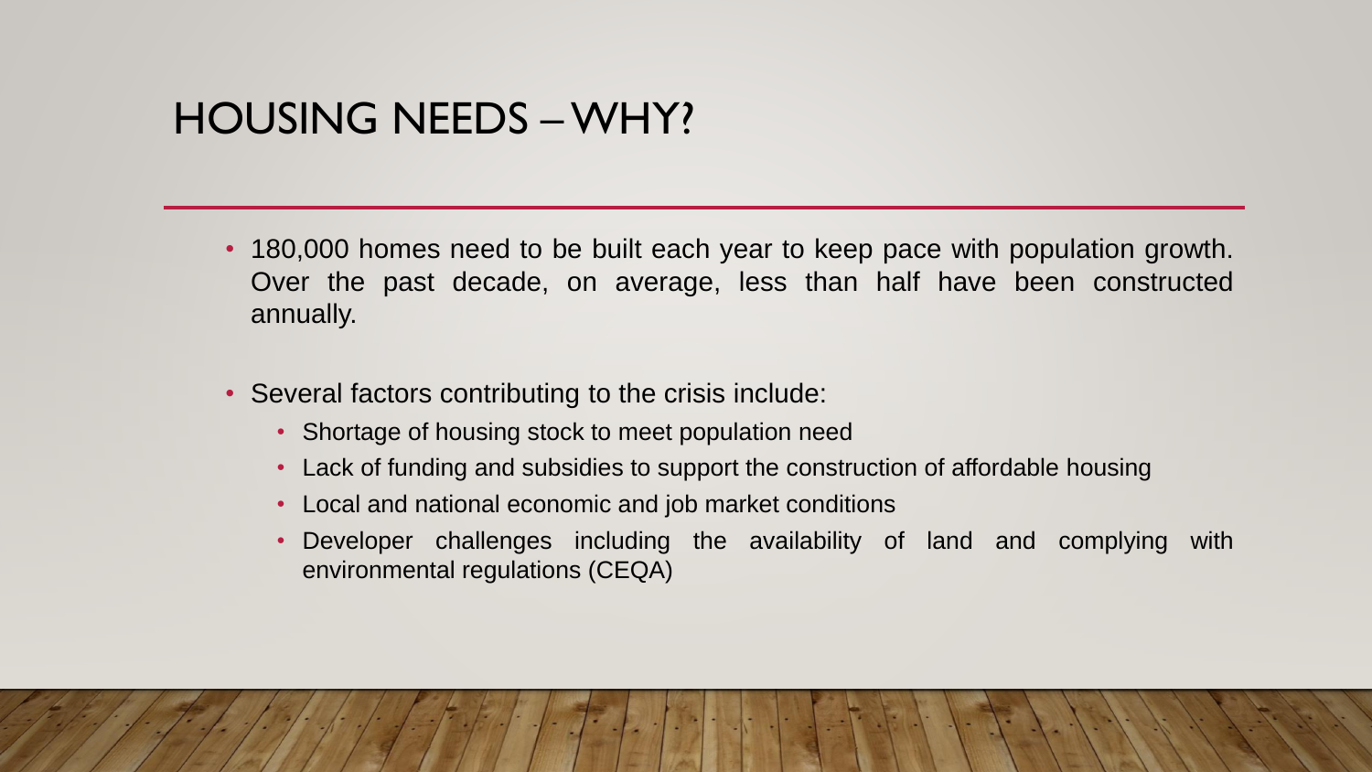# HOUSING NEEDS – WHY?

- 180,000 homes need to be built each year to keep pace with population growth. Over the past decade, on average, less than half have been constructed annually.
- Several factors contributing to the crisis include:
  - Shortage of housing stock to meet population need
  - Lack of funding and subsidies to support the construction of affordable housing
  - Local and national economic and job market conditions
  - Developer challenges including the availability of land and complying with environmental regulations (CEQA)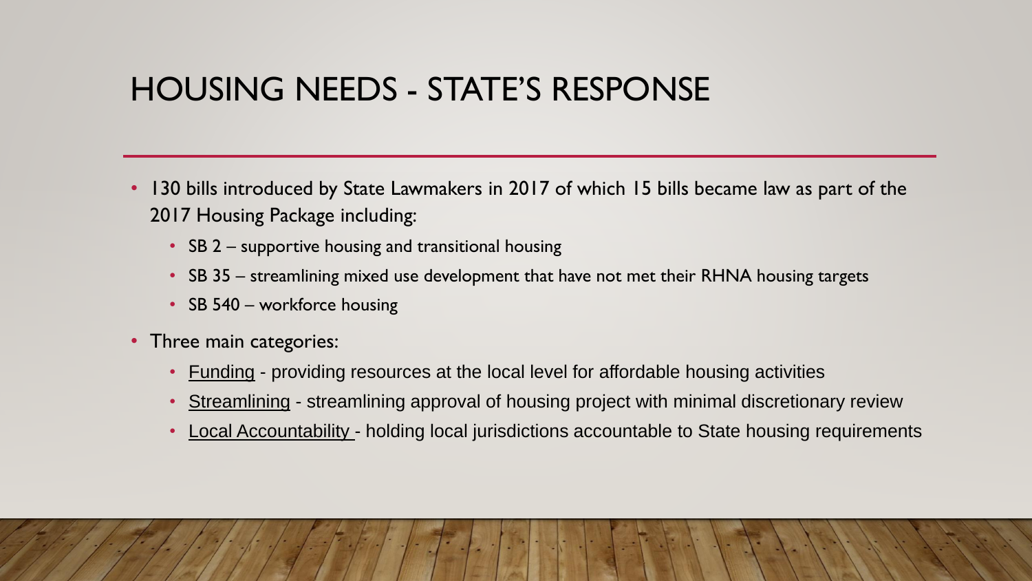# HOUSING NEEDS - STATE'S RESPONSE

- 130 bills introduced by State Lawmakers in 2017 of which 15 bills became law as part of the 2017 Housing Package including:
  - SB 2 – supportive housing and transitional housing
  - SB 35 – streamlining mixed use development that have not met their RHNA housing targets
  - SB 540 – workforce housing
- Three main categories:
  - Funding - providing resources at the local level for affordable housing activities
  - Streamlining - streamlining approval of housing project with minimal discretionary review
  - Local Accountability - holding local jurisdictions accountable to State housing requirements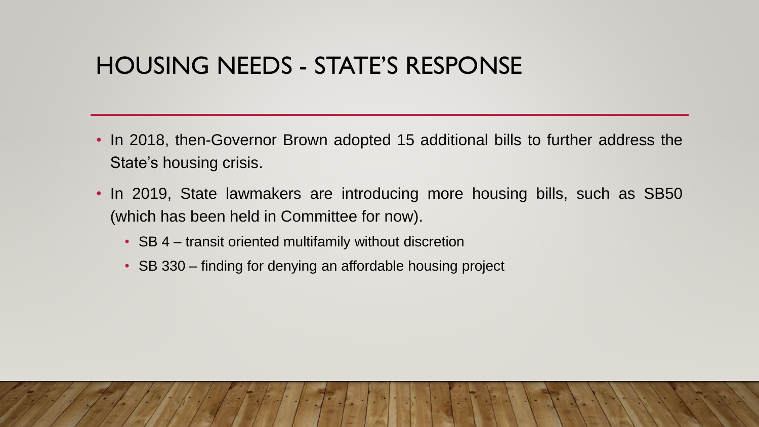# HOUSING NEEDS - STATE'S RESPONSE

- In 2018, then-Governor Brown adopted 15 additional bills to further address the State's housing crisis.
- In 2019, State lawmakers are introducing more housing bills, such as SB50 (which has been held in Committee for now).
  - SB 4 – transit oriented multifamily without discretion
  - SB 330 – finding for denying an affordable housing project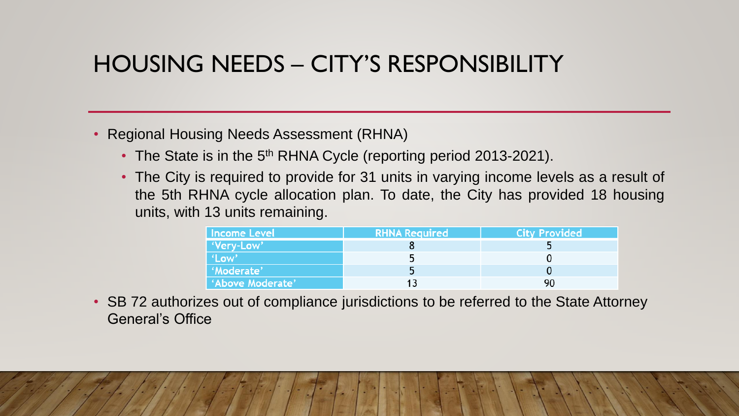# HOUSING NEEDS – CITY'S RESPONSIBILITY

- Regional Housing Needs Assessment (RHNA)
  - The State is in the $5^{th}$ RHNA Cycle (reporting period 2013-2021).
  - The City is required to provide for 31 units in varying income levels as a result of the 5th RHNA cycle allocation plan. To date, the City has provided 18 housing units, with 13 units remaining.

| Income Level | RHNA Required | City Provided |
| --- | --- | --- |
| 'Very-Low' | 8 | 5 |
| 'Low' | 5 | 0 |
| 'Moderate' | 5 | 0 |
| 'Above Moderate' | 13 | 90 |

- SB 72 authorizes out of compliance jurisdictions to be referred to the State Attorney General's Office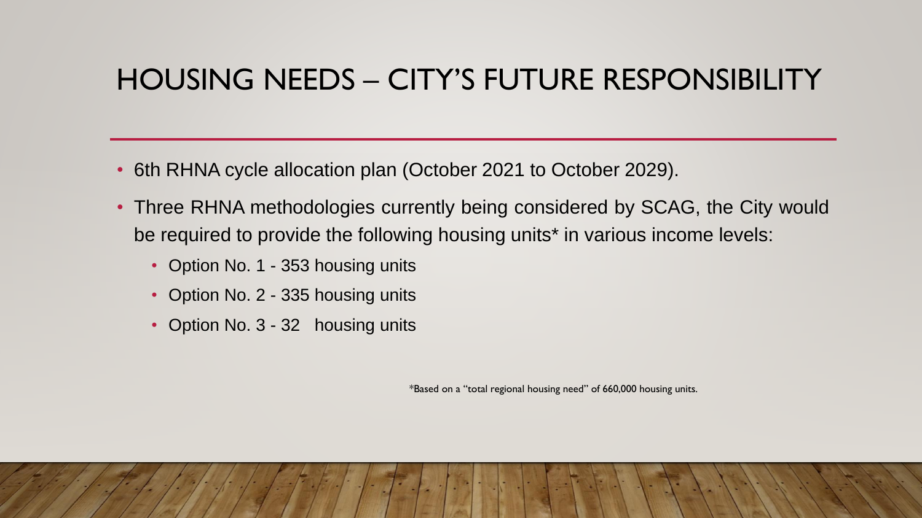# HOUSING NEEDS – CITY'S FUTURE RESPONSIBILITY

- 6th RHNA cycle allocation plan (October 2021 to October 2029).
- Three RHNA methodologies currently being considered by SCAG, the City would be required to provide the following housing units* in various income levels:
  - Option No. 1 - 353 housing units
  - Option No. 2 - 335 housing units
  - Option No. 3 - 32 housing units

*Based on a "total regional housing need" of 660,000 housing units.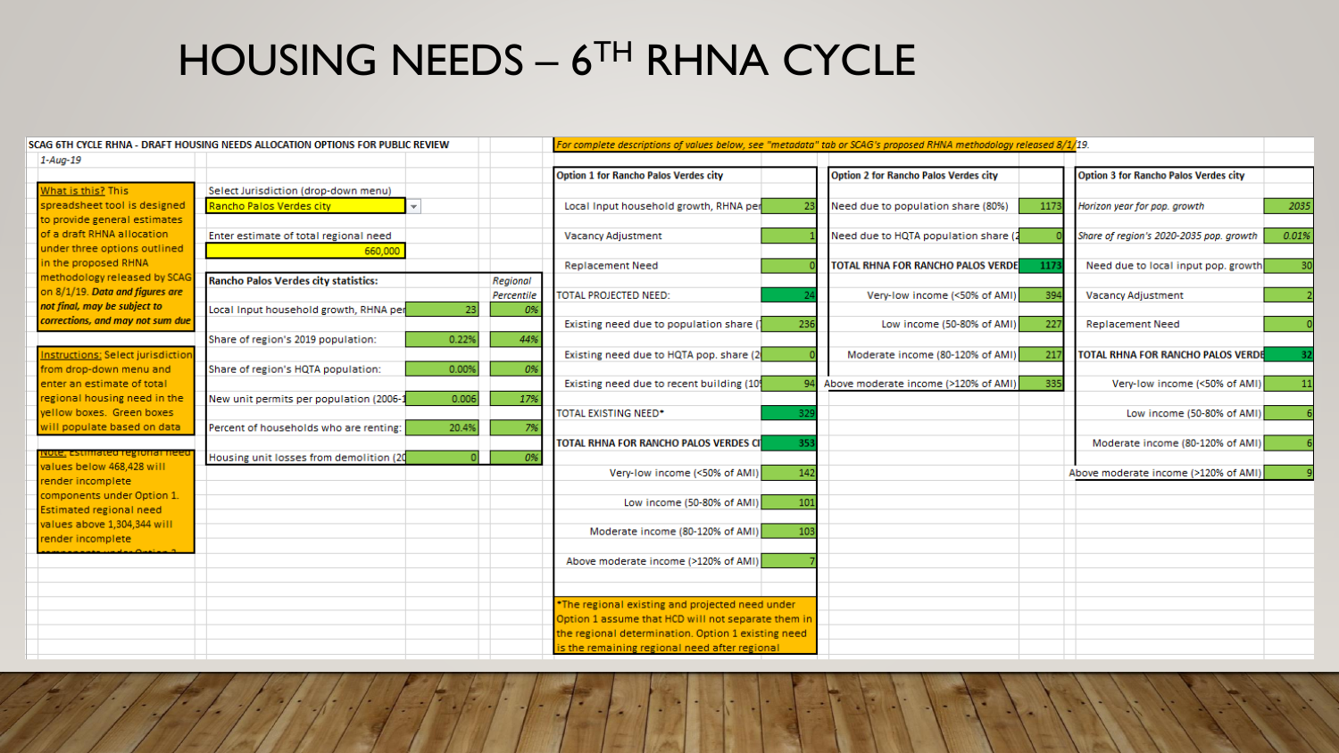# HOUSING NEEDS – 6TH RHNA CYCLE

SCAG 6TH CYCLE RHNA - DRAFT HOUSING NEEDS ALLOCATION OPTIONS FOR PUBLIC REVIEW

*1-Aug-19*

*For complete descriptions of values below, see "metadata" tab or SCAG's proposed RHNA methodology released 8/1/19.*

What is this? This spreadsheet tool is designed to provide general estimates of a draft RHNA allocation under three options outlined in the proposed RHNA methodology released by SCAG on 8/1/19. ***Data and figures are not final, may be subject to corrections, and may not sum due***

Instructions: Select jurisdiction from drop-down menu and enter an estimate of total regional housing need in the yellow boxes. Green boxes will populate based on data

Note: Estimated regional need values below 468,428 will render incomplete components under Option 1. Estimated regional need values above 1,304,344 will render incomplete components under Option 2

Select Jurisdiction (drop-down menu): Rancho Palos Verdes city

Enter estimate of total regional need: 660,000

| Rancho Palos Verdes city statistics: | | *Regional Percentile* |
|---|---|---|
| Local Input household growth, RHNA per | 23 | 0% |
| Share of region's 2019 population: | 0.22% | 44% |
| Share of region's HQTA population: | 0.00% | 0% |
| New unit permits per population (2006-1 | 0.006 | 17% |
| Percent of households who are renting: | 20.4% | 7% |
| Housing unit losses from demolition (20 | 0 | 0% |

| Option 1 for Rancho Palos Verdes city | |
|---|---|
| Local Input household growth, RHNA per | 23 |
| Vacancy Adjustment | 1 |
| Replacement Need | 0 |
| TOTAL PROJECTED NEED: | 24 |
| Existing need due to population share ( | 236 |
| Existing need due to HQTA pop. share (2 | 0 |
| Existing need due to recent building (10 | 94 |
| TOTAL EXISTING NEED* | 329 |
| TOTAL RHNA FOR RANCHO PALOS VERDES CI | 353 |
| Very-low income (<50% of AMI) | 142 |
| Low income (50-80% of AMI) | 101 |
| Moderate income (80-120% of AMI) | 103 |
| Above moderate income (>120% of AMI) | 7 |

*The regional existing and projected need under Option 1 assume that HCD will not separate them in the regional determination. Option 1 existing need is the remaining regional need after regional

| Option 2 for Rancho Palos Verdes city | |
|---|---|
| Need due to population share (80%) | 1173 |
| Need due to HQTA population share (2 | 0 |
| TOTAL RHNA FOR RANCHO PALOS VERDE | 1173 |
| Very-low income (<50% of AMI) | 394 |
| Low income (50-80% of AMI) | 227 |
| Moderate income (80-120% of AMI) | 217 |
| Above moderate income (>120% of AMI) | 335 |

| Option 3 for Rancho Palos Verdes city | |
|---|---|
| *Horizon year for pop. growth* | *2035* |
| *Share of region's 2020-2035 pop. growth* | *0.01%* |
| Need due to local input pop. growth | 30 |
| Vacancy Adjustment | 2 |
| Replacement Need | 0 |
| TOTAL RHNA FOR RANCHO PALOS VERDE | 32 |
| Very-low income (<50% of AMI) | 11 |
| Low income (50-80% of AMI) | 6 |
| Moderate income (80-120% of AMI) | 6 |
| Above moderate income (>120% of AMI) | 9 |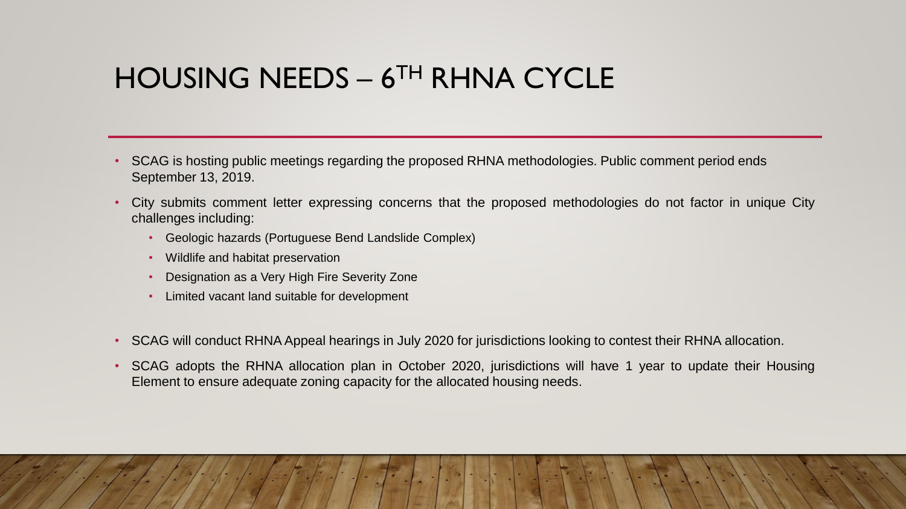# HOUSING NEEDS – 6TH RHNA CYCLE

- SCAG is hosting public meetings regarding the proposed RHNA methodologies. Public comment period ends September 13, 2019.
- City submits comment letter expressing concerns that the proposed methodologies do not factor in unique City challenges including:
  - Geologic hazards (Portuguese Bend Landslide Complex)
  - Wildlife and habitat preservation
  - Designation as a Very High Fire Severity Zone
  - Limited vacant land suitable for development
- SCAG will conduct RHNA Appeal hearings in July 2020 for jurisdictions looking to contest their RHNA allocation.
- SCAG adopts the RHNA allocation plan in October 2020, jurisdictions will have 1 year to update their Housing Element to ensure adequate zoning capacity for the allocated housing needs.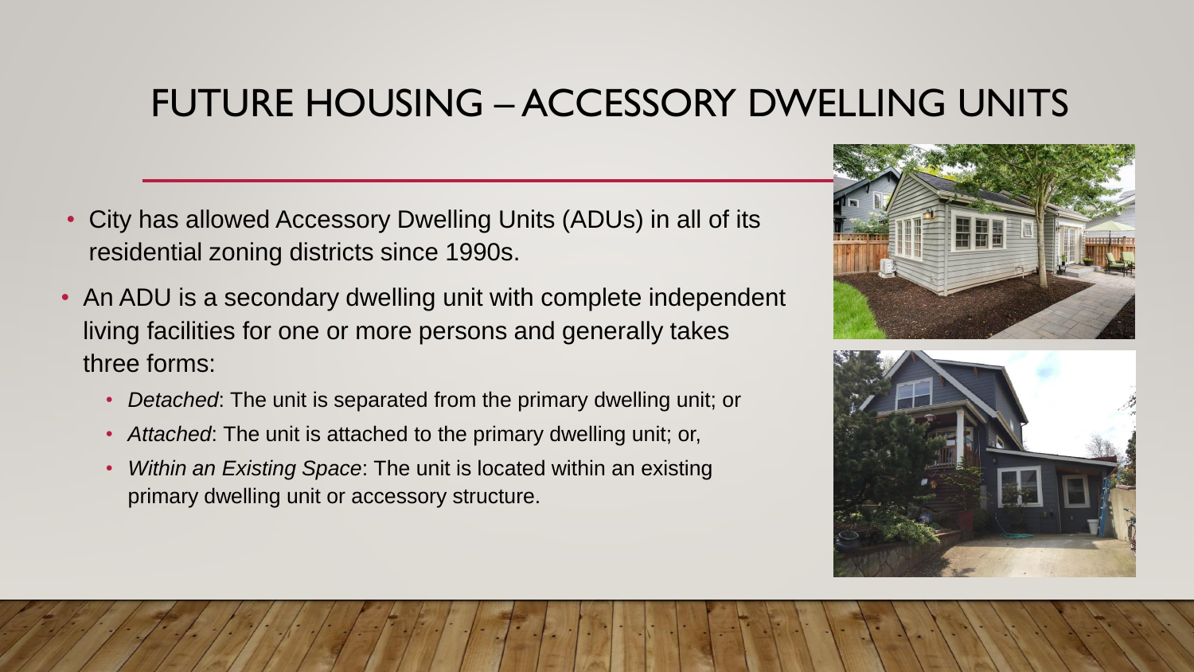# FUTURE HOUSING – ACCESSORY DWELLING UNITS

- City has allowed Accessory Dwelling Units (ADUs) in all of its residential zoning districts since 1990s.
- An ADU is a secondary dwelling unit with complete independent living facilities for one or more persons and generally takes three forms:
  - *Detached*: The unit is separated from the primary dwelling unit; or
  - *Attached*: The unit is attached to the primary dwelling unit; or,
  - *Within an Existing Space*: The unit is located within an existing primary dwelling unit or accessory structure.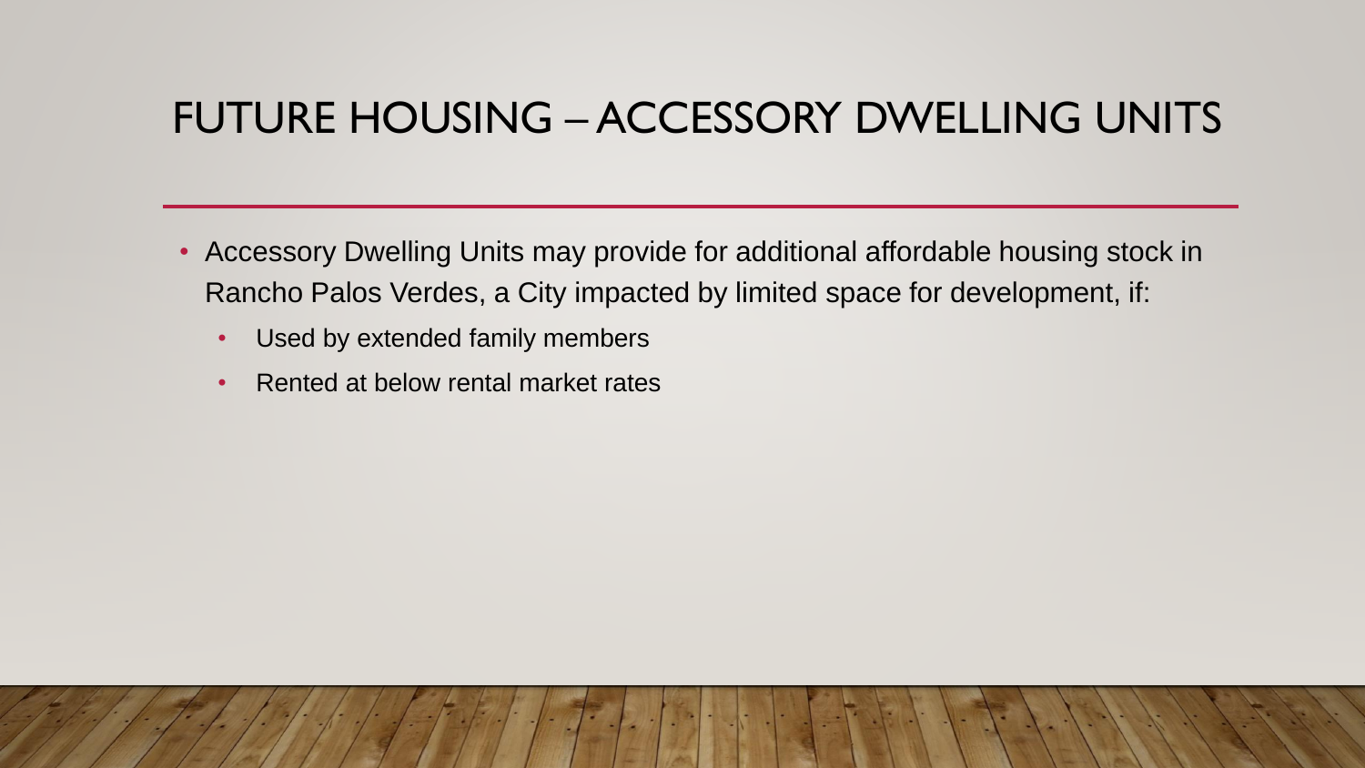# FUTURE HOUSING – ACCESSORY DWELLING UNITS

- Accessory Dwelling Units may provide for additional affordable housing stock in Rancho Palos Verdes, a City impacted by limited space for development, if:
  - Used by extended family members
  - Rented at below rental market rates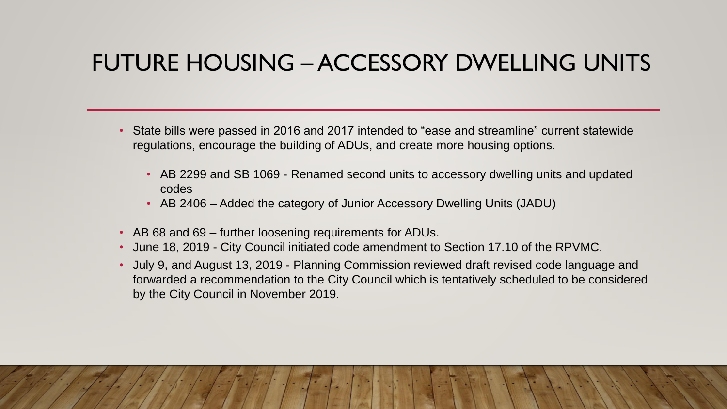# FUTURE HOUSING – ACCESSORY DWELLING UNITS

- State bills were passed in 2016 and 2017 intended to "ease and streamline" current statewide regulations, encourage the building of ADUs, and create more housing options.
  - AB 2299 and SB 1069 - Renamed second units to accessory dwelling units and updated codes
  - AB 2406 – Added the category of Junior Accessory Dwelling Units (JADU)
- AB 68 and 69 – further loosening requirements for ADUs.
- June 18, 2019 - City Council initiated code amendment to Section 17.10 of the RPVMC.
- July 9, and August 13, 2019 - Planning Commission reviewed draft revised code language and forwarded a recommendation to the City Council which is tentatively scheduled to be considered by the City Council in November 2019.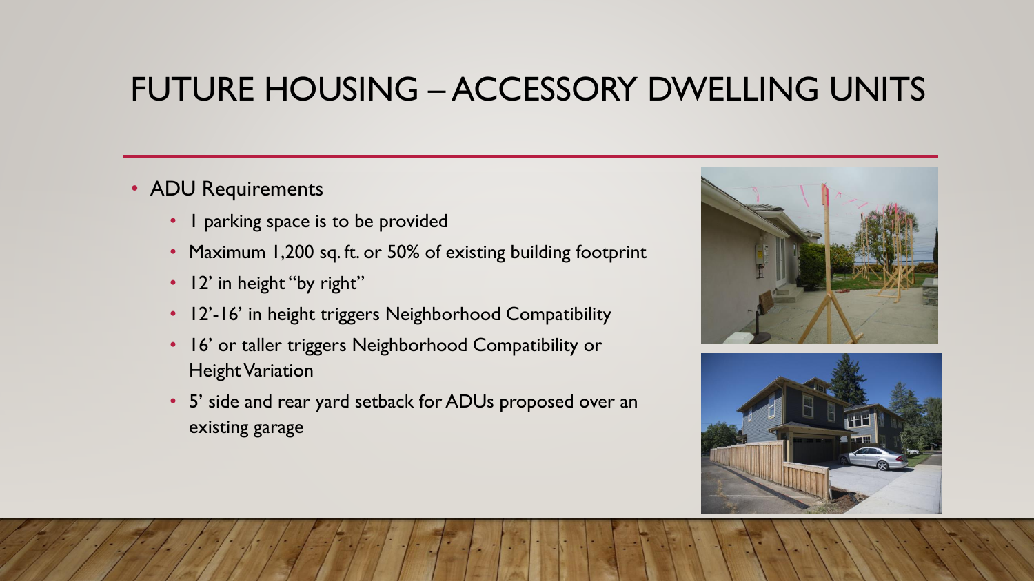# FUTURE HOUSING – ACCESSORY DWELLING UNITS

- ADU Requirements
  - 1 parking space is to be provided
  - Maximum 1,200 sq. ft. or 50% of existing building footprint
  - 12' in height "by right"
  - 12'-16' in height triggers Neighborhood Compatibility
  - 16' or taller triggers Neighborhood Compatibility or Height Variation
  - 5' side and rear yard setback for ADUs proposed over an existing garage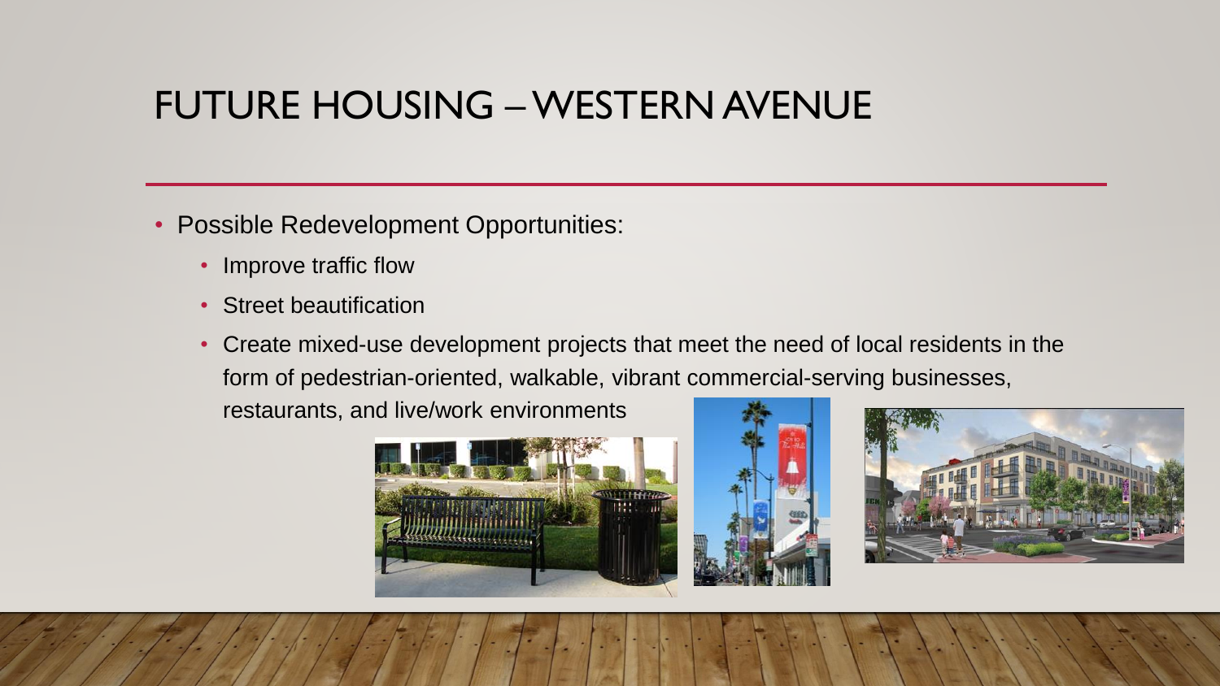# FUTURE HOUSING – WESTERN AVENUE

- Possible Redevelopment Opportunities:
  - Improve traffic flow
  - Street beautification
  - Create mixed-use development projects that meet the need of local residents in the form of pedestrian-oriented, walkable, vibrant commercial-serving businesses, restaurants, and live/work environments